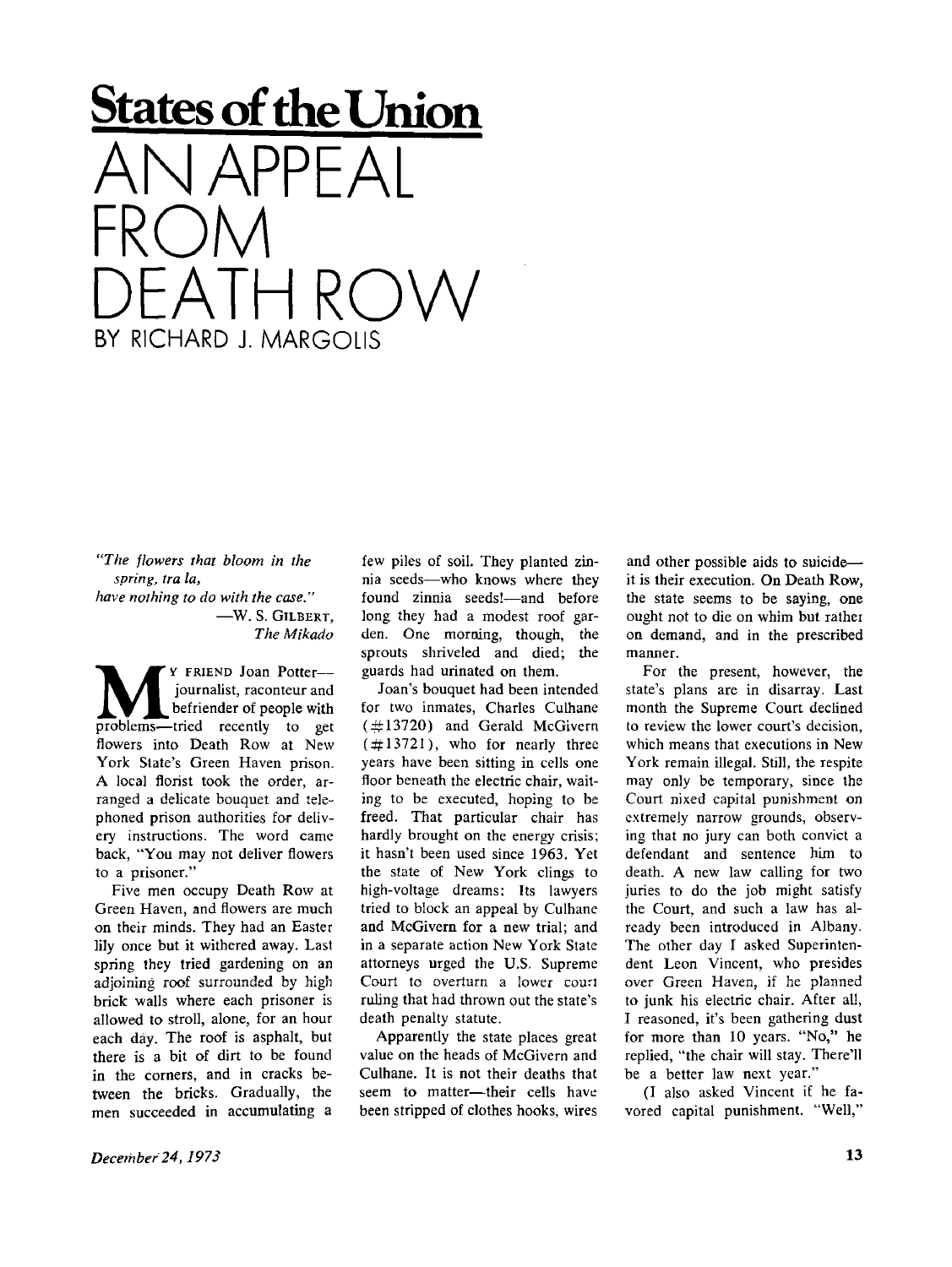## States of the Union

# AN APPEAL FROM DEATH ROW

BY RICHARD J. MARGOLIS

*"The flowers that bloom in the spring, tra la,*
*have nothing to do with the case."*
—W. S. GILBERT,
*The Mikado*

MY FRIEND Joan Potter—journalist, raconteur and befriender of people with problems—tried recently to get flowers into Death Row at New York State's Green Haven prison. A local florist took the order, arranged a delicate bouquet and telephoned prison authorities for delivery instructions. The word came back, "You may not deliver flowers to a prisoner."

Five men occupy Death Row at Green Haven, and flowers are much on their minds. They had an Easter lily once but it withered away. Last spring they tried gardening on an adjoining roof surrounded by high brick walls where each prisoner is allowed to stroll, alone, for an hour each day. The roof is asphalt, but there is a bit of dirt to be found in the corners, and in cracks between the bricks. Gradually, the men succeeded in accumulating a few piles of soil. They planted zinnia seeds—who knows where they found zinnia seeds!—and before long they had a modest roof garden. One morning, though, the sprouts shriveled and died; the guards had urinated on them.

Joan's bouquet had been intended for two inmates, Charles Culhane (#13720) and Gerald McGivern (#13721), who for nearly three years have been sitting in cells one floor beneath the electric chair, waiting to be executed, hoping to be freed. That particular chair has hardly brought on the energy crisis; it hasn't been used since 1963. Yet the state of New York clings to high-voltage dreams: Its lawyers tried to block an appeal by Culhane and McGivern for a new trial; and in a separate action New York State attorneys urged the U.S. Supreme Court to overturn a lower court ruling that had thrown out the state's death penalty statute.

Apparently the state places great value on the heads of McGivern and Culhane. It is not their deaths that seem to matter—their cells have been stripped of clothes hooks, wires and other possible aids to suicide—it is their execution. On Death Row, the state seems to be saying, one ought not to die on whim but rather on demand, and in the prescribed manner.

For the present, however, the state's plans are in disarray. Last month the Supreme Court declined to review the lower court's decision, which means that executions in New York remain illegal. Still, the respite may only be temporary, since the Court nixed capital punishment on extremely narrow grounds, observing that no jury can both convict a defendant and sentence him to death. A new law calling for two juries to do the job might satisfy the Court, and such a law has already been introduced in Albany. The other day I asked Superintendent Leon Vincent, who presides over Green Haven, if he planned to junk his electric chair. After all, I reasoned, it's been gathering dust for more than 10 years. "No," he replied, "the chair will stay. There'll be a better law next year."

(I also asked Vincent if he favored capital punishment. "Well,"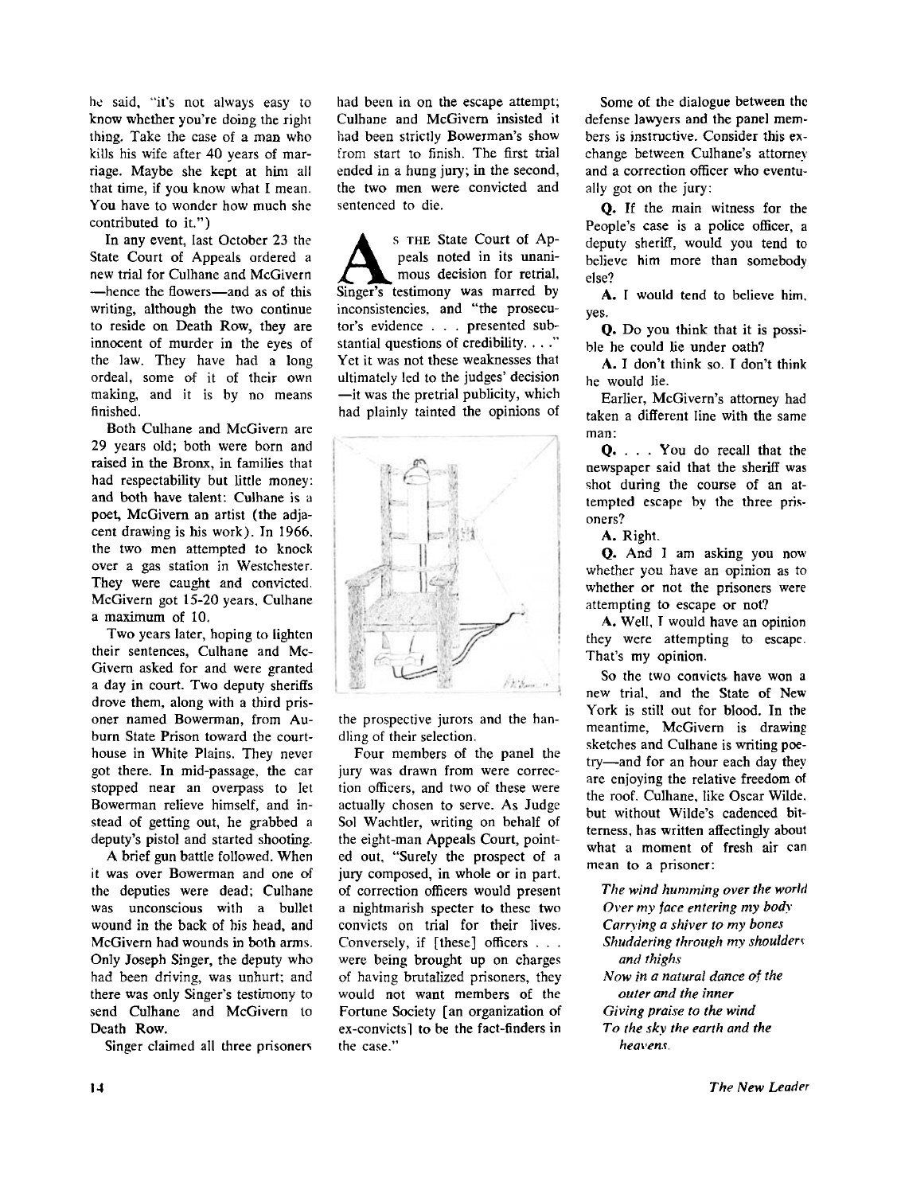he said, "it's not always easy to know whether you're doing the right thing. Take the case of a man who kills his wife after 40 years of marriage. Maybe she kept at him all that time, if you know what I mean. You have to wonder how much she contributed to it.")

In any event, last October 23 the State Court of Appeals ordered a new trial for Culhane and McGivern—hence the flowers—and as of this writing, although the two continue to reside on Death Row, they are innocent of murder in the eyes of the law. They have had a long ordeal, some of it of their own making, and it is by no means finished.

Both Culhane and McGivern are 29 years old; both were born and raised in the Bronx, in families that had respectability but little money: and both have talent: Culhane is a poet, McGivern an artist (the adjacent drawing is his work). In 1966, the two men attempted to knock over a gas station in Westchester. They were caught and convicted. McGivern got 15-20 years, Culhane a maximum of 10.

Two years later, hoping to lighten their sentences, Culhane and McGivern asked for and were granted a day in court. Two deputy sheriffs drove them, along with a third prisoner named Bowerman, from Auburn State Prison toward the courthouse in White Plains. They never got there. In mid-passage, the car stopped near an overpass to let Bowerman relieve himself, and instead of getting out, he grabbed a deputy's pistol and started shooting.

A brief gun battle followed. When it was over Bowerman and one of the deputies were dead; Culhane was unconscious with a bullet wound in the back of his head, and McGivern had wounds in both arms. Only Joseph Singer, the deputy who had been driving, was unhurt; and there was only Singer's testimony to send Culhane and McGivern to Death Row.

Singer claimed all three prisoners had been in on the escape attempt; Culhane and McGivern insisted it had been strictly Bowerman's show from start to finish. The first trial ended in a hung jury; in the second, the two men were convicted and sentenced to die.

As THE State Court of Appeals noted in its unanimous decision for retrial, Singer's testimony was marred by inconsistencies, and "the prosecutor's evidence . . . presented substantial questions of credibility. . . ." Yet it was not these weaknesses that ultimately led to the judges' decision—it was the pretrial publicity, which had plainly tainted the opinions of the prospective jurors and the handling of their selection.

Four members of the panel the jury was drawn from were correction officers, and two of these were actually chosen to serve. As Judge Sol Wachtler, writing on behalf of the eight-man Appeals Court, pointed out, "Surely the prospect of a jury composed, in whole or in part, of correction officers would present a nightmarish specter to these two convicts on trial for their lives. Conversely, if [these] officers . . . were being brought up on charges of having brutalized prisoners, they would not want members of the Fortune Society [an organization of ex-convicts] to be the fact-finders in the case."

Some of the dialogue between the defense lawyers and the panel members is instructive. Consider this exchange between Culhane's attorney and a correction officer who eventually got on the jury:

**Q.** If the main witness for the People's case is a police officer, a deputy sheriff, would you tend to believe him more than somebody else?

**A.** I would tend to believe him, yes.

**Q.** Do you think that it is possible he could lie under oath?

**A.** I don't think so. I don't think he would lie.

Earlier, McGivern's attorney had taken a different line with the same man:

**Q.** . . . You do recall that the newspaper said that the sheriff was shot during the course of an attempted escape by the three prisoners?

**A.** Right.

**Q.** And I am asking you now whether you have an opinion as to whether or not the prisoners were attempting to escape or not?

**A.** Well, I would have an opinion they were attempting to escape. That's my opinion.

So the two convicts have won a new trial, and the State of New York is still out for blood. In the meantime, McGivern is drawing sketches and Culhane is writing poetry—and for an hour each day they are enjoying the relative freedom of the roof. Culhane, like Oscar Wilde, but without Wilde's cadenced bitterness, has written affectingly about what a moment of fresh air can mean to a prisoner:

*The wind humming over the world*
*Over my face entering my body*
*Carrying a shiver to my bones*
*Shuddering through my shoulders and thighs*
*Now in a natural dance of the outer and the inner*
*Giving praise to the wind*
*To the sky the earth and the heavens.*